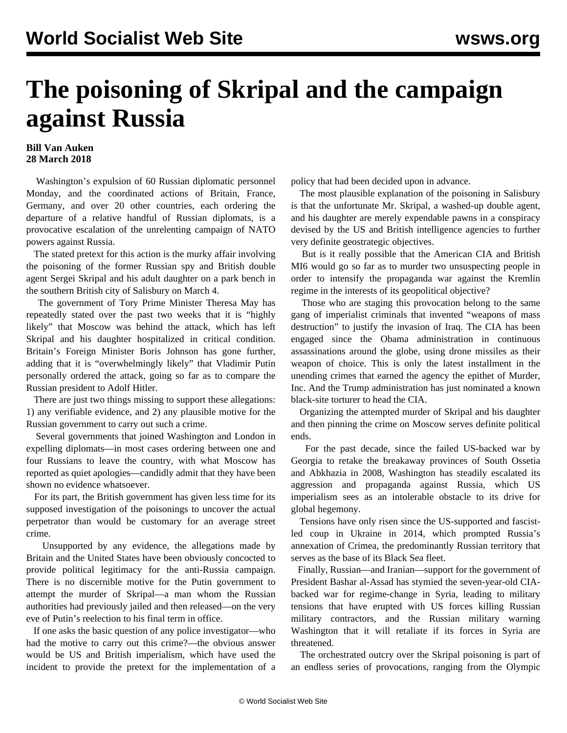# The poisoning of Skripal and the campaign against Russia

**Bill Van Auken**
**28 March 2018**

Washington's expulsion of 60 Russian diplomatic personnel Monday, and the coordinated actions of Britain, France, Germany, and over 20 other countries, each ordering the departure of a relative handful of Russian diplomats, is a provocative escalation of the unrelenting campaign of NATO powers against Russia.

The stated pretext for this action is the murky affair involving the poisoning of the former Russian spy and British double agent Sergei Skripal and his adult daughter on a park bench in the southern British city of Salisbury on March 4.

The government of Tory Prime Minister Theresa May has repeatedly stated over the past two weeks that it is "highly likely" that Moscow was behind the attack, which has left Skripal and his daughter hospitalized in critical condition. Britain's Foreign Minister Boris Johnson has gone further, adding that it is "overwhelmingly likely" that Vladimir Putin personally ordered the attack, going so far as to compare the Russian president to Adolf Hitler.

There are just two things missing to support these allegations: 1) any verifiable evidence, and 2) any plausible motive for the Russian government to carry out such a crime.

Several governments that joined Washington and London in expelling diplomats—in most cases ordering between one and four Russians to leave the country, with what Moscow has reported as quiet apologies—candidly admit that they have been shown no evidence whatsoever.

For its part, the British government has given less time for its supposed investigation of the poisonings to uncover the actual perpetrator than would be customary for an average street crime.

Unsupported by any evidence, the allegations made by Britain and the United States have been obviously concocted to provide political legitimacy for the anti-Russia campaign. There is no discernible motive for the Putin government to attempt the murder of Skripal—a man whom the Russian authorities had previously jailed and then released—on the very eve of Putin's reelection to his final term in office.

If one asks the basic question of any police investigator—who had the motive to carry out this crime?—the obvious answer would be US and British imperialism, which have used the incident to provide the pretext for the implementation of a policy that had been decided upon in advance.

The most plausible explanation of the poisoning in Salisbury is that the unfortunate Mr. Skripal, a washed-up double agent, and his daughter are merely expendable pawns in a conspiracy devised by the US and British intelligence agencies to further very definite geostrategic objectives.

But is it really possible that the American CIA and British MI6 would go so far as to murder two unsuspecting people in order to intensify the propaganda war against the Kremlin regime in the interests of its geopolitical objective?

Those who are staging this provocation belong to the same gang of imperialist criminals that invented "weapons of mass destruction" to justify the invasion of Iraq. The CIA has been engaged since the Obama administration in continuous assassinations around the globe, using drone missiles as their weapon of choice. This is only the latest installment in the unending crimes that earned the agency the epithet of Murder, Inc. And the Trump administration has just nominated a known black-site torturer to head the CIA.

Organizing the attempted murder of Skripal and his daughter and then pinning the crime on Moscow serves definite political ends.

For the past decade, since the failed US-backed war by Georgia to retake the breakaway provinces of South Ossetia and Abkhazia in 2008, Washington has steadily escalated its aggression and propaganda against Russia, which US imperialism sees as an intolerable obstacle to its drive for global hegemony.

Tensions have only risen since the US-supported and fascist-led coup in Ukraine in 2014, which prompted Russia's annexation of Crimea, the predominantly Russian territory that serves as the base of its Black Sea fleet.

Finally, Russian—and Iranian—support for the government of President Bashar al-Assad has stymied the seven-year-old CIA-backed war for regime-change in Syria, leading to military tensions that have erupted with US forces killing Russian military contractors, and the Russian military warning Washington that it will retaliate if its forces in Syria are threatened.

The orchestrated outcry over the Skripal poisoning is part of an endless series of provocations, ranging from the Olympic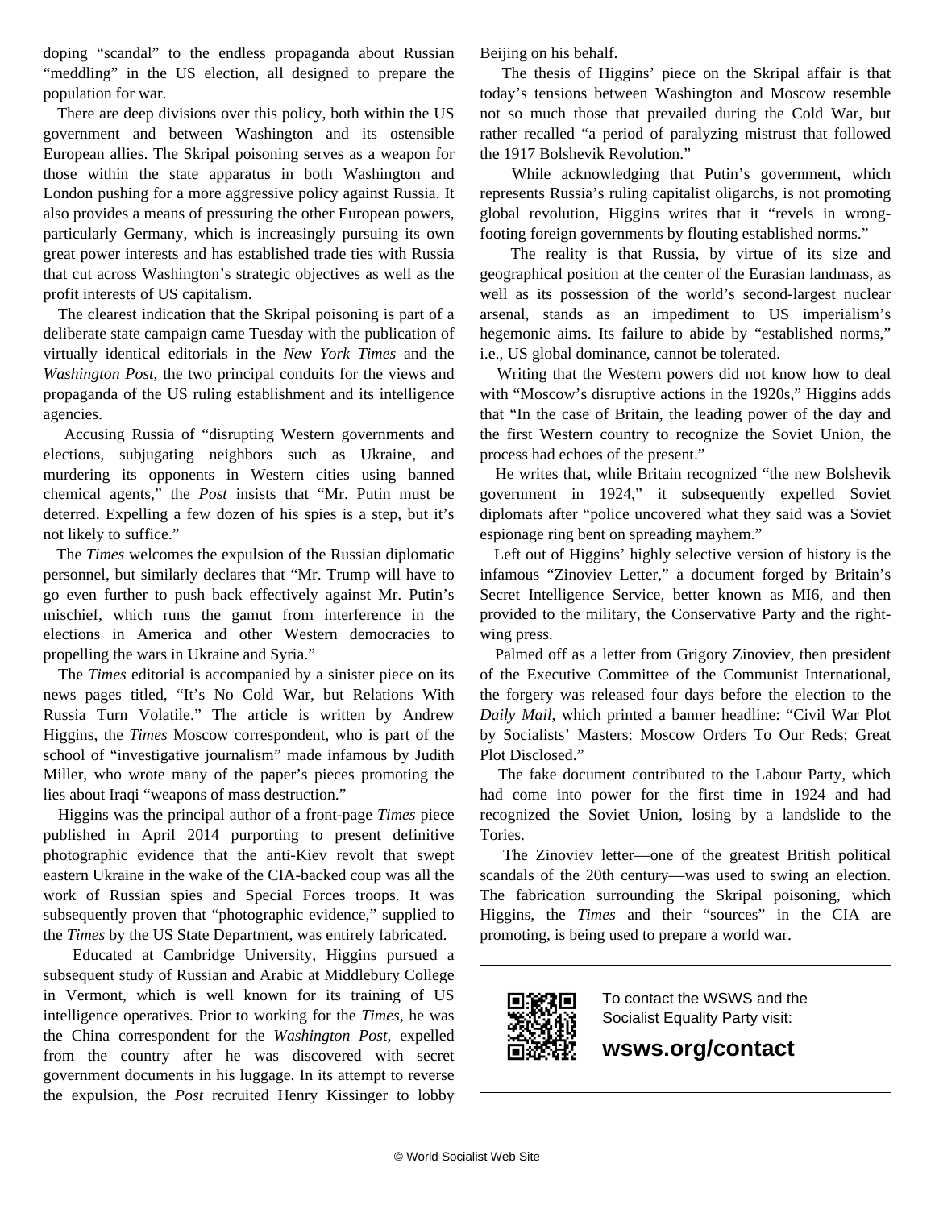doping "scandal" to the endless propaganda about Russian "meddling" in the US election, all designed to prepare the population for war.

There are deep divisions over this policy, both within the US government and between Washington and its ostensible European allies. The Skripal poisoning serves as a weapon for those within the state apparatus in both Washington and London pushing for a more aggressive policy against Russia. It also provides a means of pressuring the other European powers, particularly Germany, which is increasingly pursuing its own great power interests and has established trade ties with Russia that cut across Washington's strategic objectives as well as the profit interests of US capitalism.

The clearest indication that the Skripal poisoning is part of a deliberate state campaign came Tuesday with the publication of virtually identical editorials in the *New York Times* and the *Washington Post*, the two principal conduits for the views and propaganda of the US ruling establishment and its intelligence agencies.

Accusing Russia of "disrupting Western governments and elections, subjugating neighbors such as Ukraine, and murdering its opponents in Western cities using banned chemical agents," the *Post* insists that "Mr. Putin must be deterred. Expelling a few dozen of his spies is a step, but it's not likely to suffice."

The *Times* welcomes the expulsion of the Russian diplomatic personnel, but similarly declares that "Mr. Trump will have to go even further to push back effectively against Mr. Putin's mischief, which runs the gamut from interference in the elections in America and other Western democracies to propelling the wars in Ukraine and Syria."

The *Times* editorial is accompanied by a sinister piece on its news pages titled, "It's No Cold War, but Relations With Russia Turn Volatile." The article is written by Andrew Higgins, the *Times* Moscow correspondent, who is part of the school of "investigative journalism" made infamous by Judith Miller, who wrote many of the paper's pieces promoting the lies about Iraqi "weapons of mass destruction."

Higgins was the principal author of a front-page *Times* piece published in April 2014 purporting to present definitive photographic evidence that the anti-Kiev revolt that swept eastern Ukraine in the wake of the CIA-backed coup was all the work of Russian spies and Special Forces troops. It was subsequently proven that "photographic evidence," supplied to the *Times* by the US State Department, was entirely fabricated.

Educated at Cambridge University, Higgins pursued a subsequent study of Russian and Arabic at Middlebury College in Vermont, which is well known for its training of US intelligence operatives. Prior to working for the *Times*, he was the China correspondent for the *Washington Post*, expelled from the country after he was discovered with secret government documents in his luggage. In its attempt to reverse the expulsion, the *Post* recruited Henry Kissinger to lobby Beijing on his behalf.

The thesis of Higgins' piece on the Skripal affair is that today's tensions between Washington and Moscow resemble not so much those that prevailed during the Cold War, but rather recalled "a period of paralyzing mistrust that followed the 1917 Bolshevik Revolution."

While acknowledging that Putin's government, which represents Russia's ruling capitalist oligarchs, is not promoting global revolution, Higgins writes that it "revels in wrong-footing foreign governments by flouting established norms."

The reality is that Russia, by virtue of its size and geographical position at the center of the Eurasian landmass, as well as its possession of the world's second-largest nuclear arsenal, stands as an impediment to US imperialism's hegemonic aims. Its failure to abide by "established norms," i.e., US global dominance, cannot be tolerated.

Writing that the Western powers did not know how to deal with "Moscow's disruptive actions in the 1920s," Higgins adds that "In the case of Britain, the leading power of the day and the first Western country to recognize the Soviet Union, the process had echoes of the present."

He writes that, while Britain recognized "the new Bolshevik government in 1924," it subsequently expelled Soviet diplomats after "police uncovered what they said was a Soviet espionage ring bent on spreading mayhem."

Left out of Higgins' highly selective version of history is the infamous "Zinoviev Letter," a document forged by Britain's Secret Intelligence Service, better known as MI6, and then provided to the military, the Conservative Party and the right-wing press.

Palmed off as a letter from Grigory Zinoviev, then president of the Executive Committee of the Communist International, the forgery was released four days before the election to the *Daily Mail*, which printed a banner headline: "Civil War Plot by Socialists' Masters: Moscow Orders To Our Reds; Great Plot Disclosed."

The fake document contributed to the Labour Party, which had come into power for the first time in 1924 and had recognized the Soviet Union, losing by a landslide to the Tories.

The Zinoviev letter—one of the greatest British political scandals of the 20th century—was used to swing an election. The fabrication surrounding the Skripal poisoning, which Higgins, the *Times* and their "sources" in the CIA are promoting, is being used to prepare a world war.

To contact the WSWS and the Socialist Equality Party visit:

**wsws.org/contact**